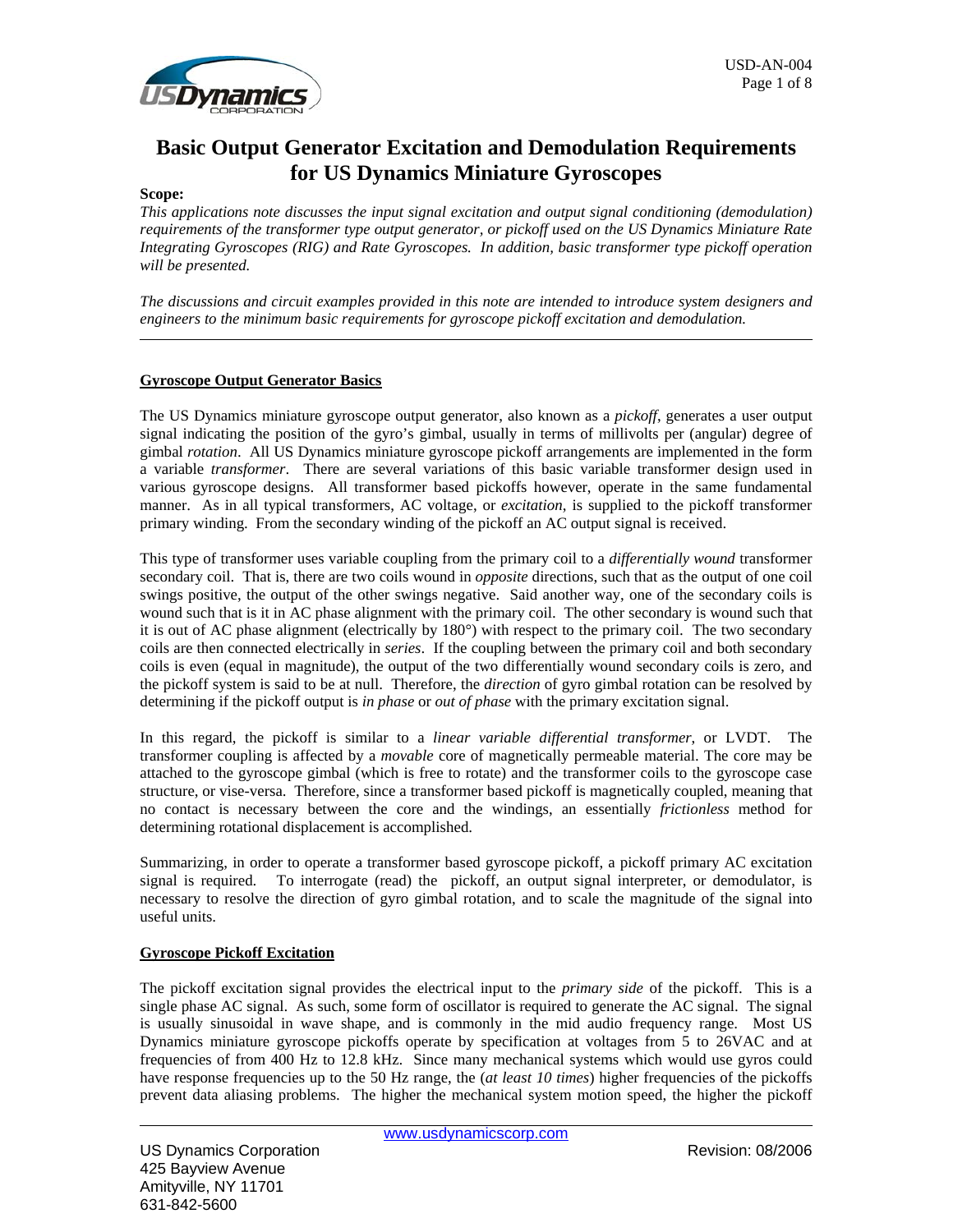# Basic Output Generator Excitation and Demodulation Requirements for US Dynamics Miniature Gyroscopes

**Scope:**

*This applications note discusses the input signal excitation and output signal conditioning (demodulation) requirements of the transformer type output generator, or pickoff used on the US Dynamics Miniature Rate Integrating Gyroscopes (RIG) and Rate Gyroscopes. In addition, basic transformer type pickoff operation will be presented.*

*The discussions and circuit examples provided in this note are intended to introduce system designers and engineers to the minimum basic requirements for gyroscope pickoff excitation and demodulation.*

---

## Gyroscope Output Generator Basics

The US Dynamics miniature gyroscope output generator, also known as a *pickoff*, generates a user output signal indicating the position of the gyro's gimbal, usually in terms of millivolts per (angular) degree of gimbal *rotation*. All US Dynamics miniature gyroscope pickoff arrangements are implemented in the form a variable *transformer*. There are several variations of this basic variable transformer design used in various gyroscope designs. All transformer based pickoffs however, operate in the same fundamental manner. As in all typical transformers, AC voltage, or *excitation*, is supplied to the pickoff transformer primary winding. From the secondary winding of the pickoff an AC output signal is received.

This type of transformer uses variable coupling from the primary coil to a *differentially wound* transformer secondary coil. That is, there are two coils wound in *opposite* directions, such that as the output of one coil swings positive, the output of the other swings negative. Said another way, one of the secondary coils is wound such that is it in AC phase alignment with the primary coil. The other secondary is wound such that it is out of AC phase alignment (electrically by 180°) with respect to the primary coil. The two secondary coils are then connected electrically in *series*. If the coupling between the primary coil and both secondary coils is even (equal in magnitude), the output of the two differentially wound secondary coils is zero, and the pickoff system is said to be at null. Therefore, the *direction* of gyro gimbal rotation can be resolved by determining if the pickoff output is *in phase* or *out of phase* with the primary excitation signal.

In this regard, the pickoff is similar to a *linear variable differential transformer*, or LVDT. The transformer coupling is affected by a *movable* core of magnetically permeable material. The core may be attached to the gyroscope gimbal (which is free to rotate) and the transformer coils to the gyroscope case structure, or vise-versa. Therefore, since a transformer based pickoff is magnetically coupled, meaning that no contact is necessary between the core and the windings, an essentially *frictionless* method for determining rotational displacement is accomplished.

Summarizing, in order to operate a transformer based gyroscope pickoff, a pickoff primary AC excitation signal is required. To interrogate (read) the pickoff, an output signal interpreter, or demodulator, is necessary to resolve the direction of gyro gimbal rotation, and to scale the magnitude of the signal into useful units.

## Gyroscope Pickoff Excitation

The pickoff excitation signal provides the electrical input to the *primary side* of the pickoff. This is a single phase AC signal. As such, some form of oscillator is required to generate the AC signal. The signal is usually sinusoidal in wave shape, and is commonly in the mid audio frequency range. Most US Dynamics miniature gyroscope pickoffs operate by specification at voltages from 5 to 26VAC and at frequencies of from 400 Hz to 12.8 kHz. Since many mechanical systems which would use gyros could have response frequencies up to the 50 Hz range, the (*at least 10 times*) higher frequencies of the pickoffs prevent data aliasing problems. The higher the mechanical system motion speed, the higher the pickoff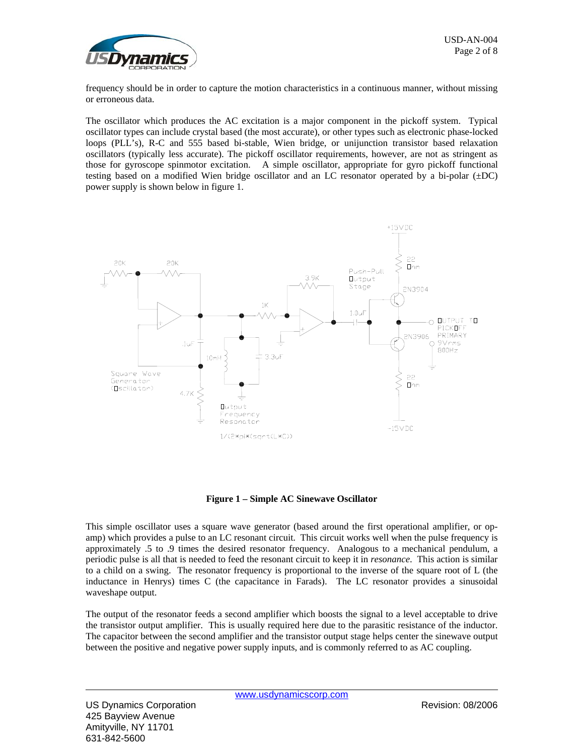frequency should be in order to capture the motion characteristics in a continuous manner, without missing or erroneous data.

The oscillator which produces the AC excitation is a major component in the pickoff system. Typical oscillator types can include crystal based (the most accurate), or other types such as electronic phase-locked loops (PLL's), R-C and 555 based bi-stable, Wien bridge, or unijunction transistor based relaxation oscillators (typically less accurate). The pickoff oscillator requirements, however, are not as stringent as those for gyroscope spinmotor excitation. A simple oscillator, appropriate for gyro pickoff functional testing based on a modified Wien bridge oscillator and an LC resonator operated by a bi-polar (±DC) power supply is shown below in figure 1.

**Figure 1 – Simple AC Sinewave Oscillator**

This simple oscillator uses a square wave generator (based around the first operational amplifier, or op-amp) which provides a pulse to an LC resonant circuit. This circuit works well when the pulse frequency is approximately .5 to .9 times the desired resonator frequency. Analogous to a mechanical pendulum, a periodic pulse is all that is needed to feed the resonant circuit to keep it in *resonance*. This action is similar to a child on a swing. The resonator frequency is proportional to the inverse of the square root of L (the inductance in Henrys) times C (the capacitance in Farads). The LC resonator provides a sinusoidal waveshape output.

The output of the resonator feeds a second amplifier which boosts the signal to a level acceptable to drive the transistor output amplifier. This is usually required here due to the parasitic resistance of the inductor. The capacitor between the second amplifier and the transistor output stage helps center the sinewave output between the positive and negative power supply inputs, and is commonly referred to as AC coupling.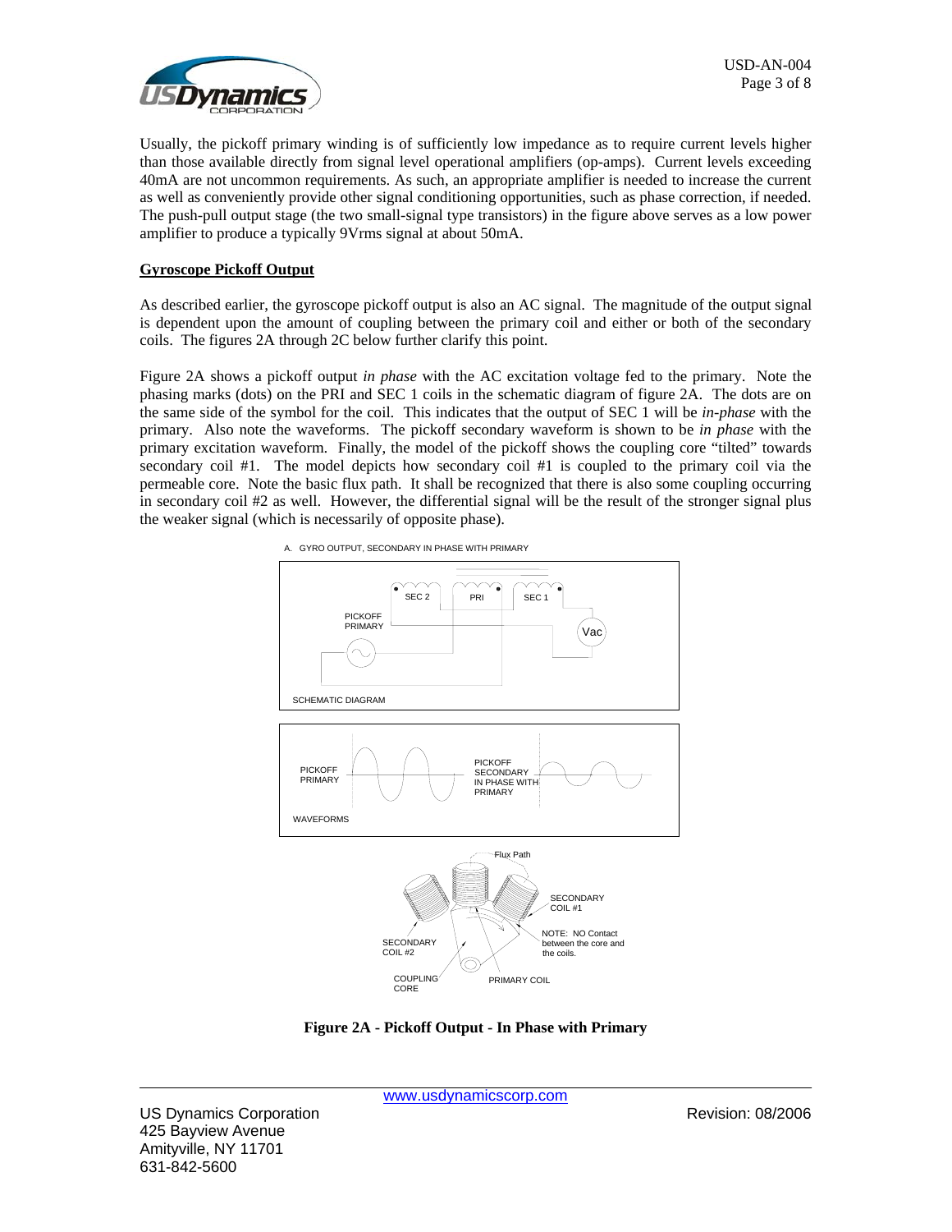Usually, the pickoff primary winding is of sufficiently low impedance as to require current levels higher than those available directly from signal level operational amplifiers (op-amps). Current levels exceeding 40mA are not uncommon requirements. As such, an appropriate amplifier is needed to increase the current as well as conveniently provide other signal conditioning opportunities, such as phase correction, if needed. The push-pull output stage (the two small-signal type transistors) in the figure above serves as a low power amplifier to produce a typically 9Vrms signal at about 50mA.

## Gyroscope Pickoff Output

As described earlier, the gyroscope pickoff output is also an AC signal. The magnitude of the output signal is dependent upon the amount of coupling between the primary coil and either or both of the secondary coils. The figures 2A through 2C below further clarify this point.

Figure 2A shows a pickoff output *in phase* with the AC excitation voltage fed to the primary. Note the phasing marks (dots) on the PRI and SEC 1 coils in the schematic diagram of figure 2A. The dots are on the same side of the symbol for the coil. This indicates that the output of SEC 1 will be *in-phase* with the primary. Also note the waveforms. The pickoff secondary waveform is shown to be *in phase* with the primary excitation waveform. Finally, the model of the pickoff shows the coupling core "tilted" towards secondary coil #1. The model depicts how secondary coil #1 is coupled to the primary coil via the permeable core. Note the basic flux path. It shall be recognized that there is also some coupling occurring in secondary coil #2 as well. However, the differential signal will be the result of the stronger signal plus the weaker signal (which is necessarily of opposite phase).

A. GYRO OUTPUT, SECONDARY IN PHASE WITH PRIMARY

SEC 2 | PRI | SEC 1 | PICKOFF PRIMARY | Vac | SCHEMATIC DIAGRAM

PICKOFF PRIMARY | PICKOFF SECONDARY IN PHASE WITH PRIMARY | WAVEFORMS

Flux Path | SECONDARY COIL #1 | NOTE: NO Contact between the core and the coils. | SECONDARY COIL #2 | COUPLING CORE | PRIMARY COIL

**Figure 2A - Pickoff Output - In Phase with Primary**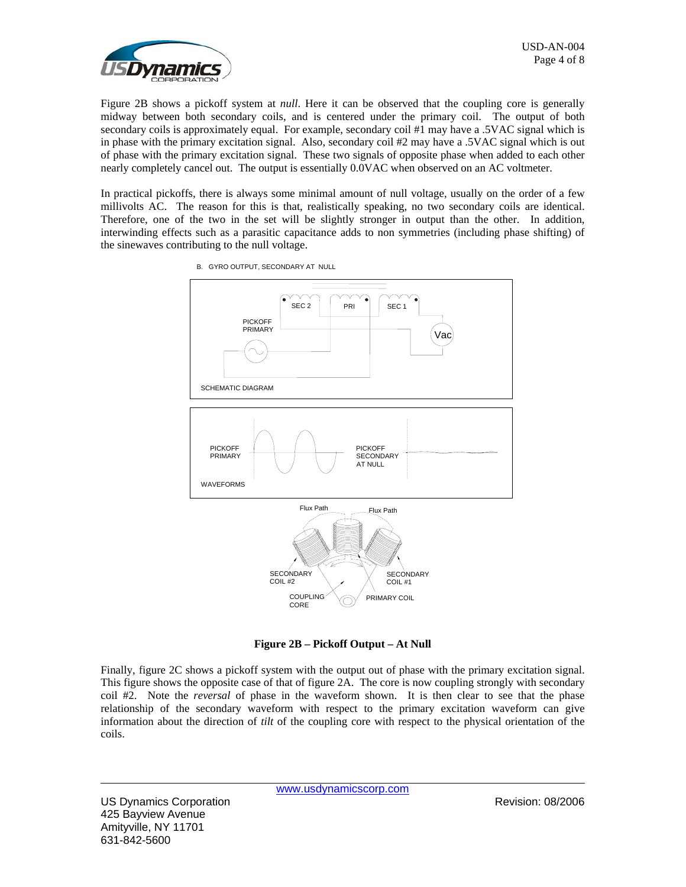Figure 2B shows a pickoff system at *null*. Here it can be observed that the coupling core is generally midway between both secondary coils, and is centered under the primary coil. The output of both secondary coils is approximately equal. For example, secondary coil #1 may have a .5VAC signal which is in phase with the primary excitation signal. Also, secondary coil #2 may have a .5VAC signal which is out of phase with the primary excitation signal. These two signals of opposite phase when added to each other nearly completely cancel out. The output is essentially 0.0VAC when observed on an AC voltmeter.

In practical pickoffs, there is always some minimal amount of null voltage, usually on the order of a few millivolts AC. The reason for this is that, realistically speaking, no two secondary coils are identical. Therefore, one of the two in the set will be slightly stronger in output than the other. In addition, interwinding effects such as a parasitic capacitance adds to non symmetries (including phase shifting) of the sinewaves contributing to the null voltage.

B. GYRO OUTPUT, SECONDARY AT NULL

SEC 2 PRI SEC 1

PICKOFF PRIMARY

Vac

SCHEMATIC DIAGRAM

PICKOFF PRIMARY

PICKOFF SECONDARY AT NULL

WAVEFORMS

Flux Path Flux Path

SECONDARY COIL #2

SECONDARY COIL #1

COUPLING CORE

PRIMARY COIL

**Figure 2B – Pickoff Output – At Null**

Finally, figure 2C shows a pickoff system with the output out of phase with the primary excitation signal. This figure shows the opposite case of that of figure 2A. The core is now coupling strongly with secondary coil #2. Note the *reversal* of phase in the waveform shown. It is then clear to see that the phase relationship of the secondary waveform with respect to the primary excitation waveform can give information about the direction of *tilt* of the coupling core with respect to the physical orientation of the coils.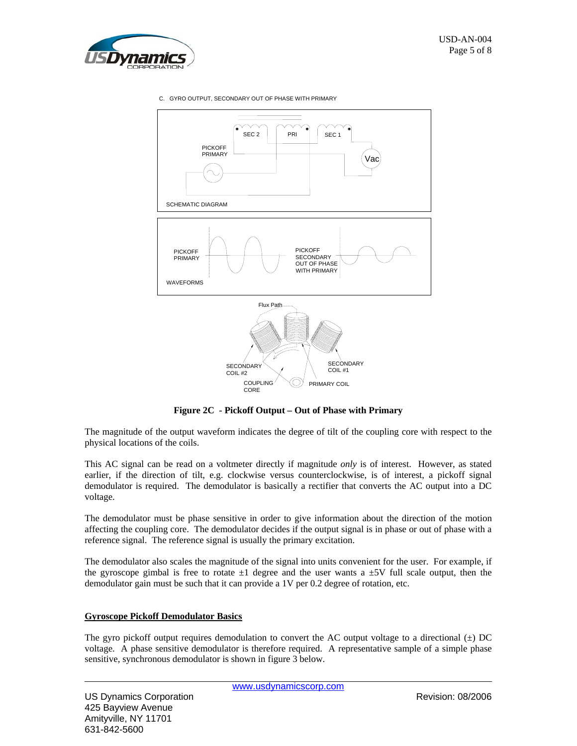C. GYRO OUTPUT, SECONDARY OUT OF PHASE WITH PRIMARY

Figure 2C - Pickoff Output – Out of Phase with Primary

The magnitude of the output waveform indicates the degree of tilt of the coupling core with respect to the physical locations of the coils.

This AC signal can be read on a voltmeter directly if magnitude *only* is of interest. However, as stated earlier, if the direction of tilt, e.g. clockwise versus counterclockwise, is of interest, a pickoff signal demodulator is required. The demodulator is basically a rectifier that converts the AC output into a DC voltage.

The demodulator must be phase sensitive in order to give information about the direction of the motion affecting the coupling core. The demodulator decides if the output signal is in phase or out of phase with a reference signal. The reference signal is usually the primary excitation.

The demodulator also scales the magnitude of the signal into units convenient for the user. For example, if the gyroscope gimbal is free to rotate ±1 degree and the user wants a ±5V full scale output, then the demodulator gain must be such that it can provide a 1V per 0.2 degree of rotation, etc.

## Gyroscope Pickoff Demodulator Basics

The gyro pickoff output requires demodulation to convert the AC output voltage to a directional (±) DC voltage. A phase sensitive demodulator is therefore required. A representative sample of a simple phase sensitive, synchronous demodulator is shown in figure 3 below.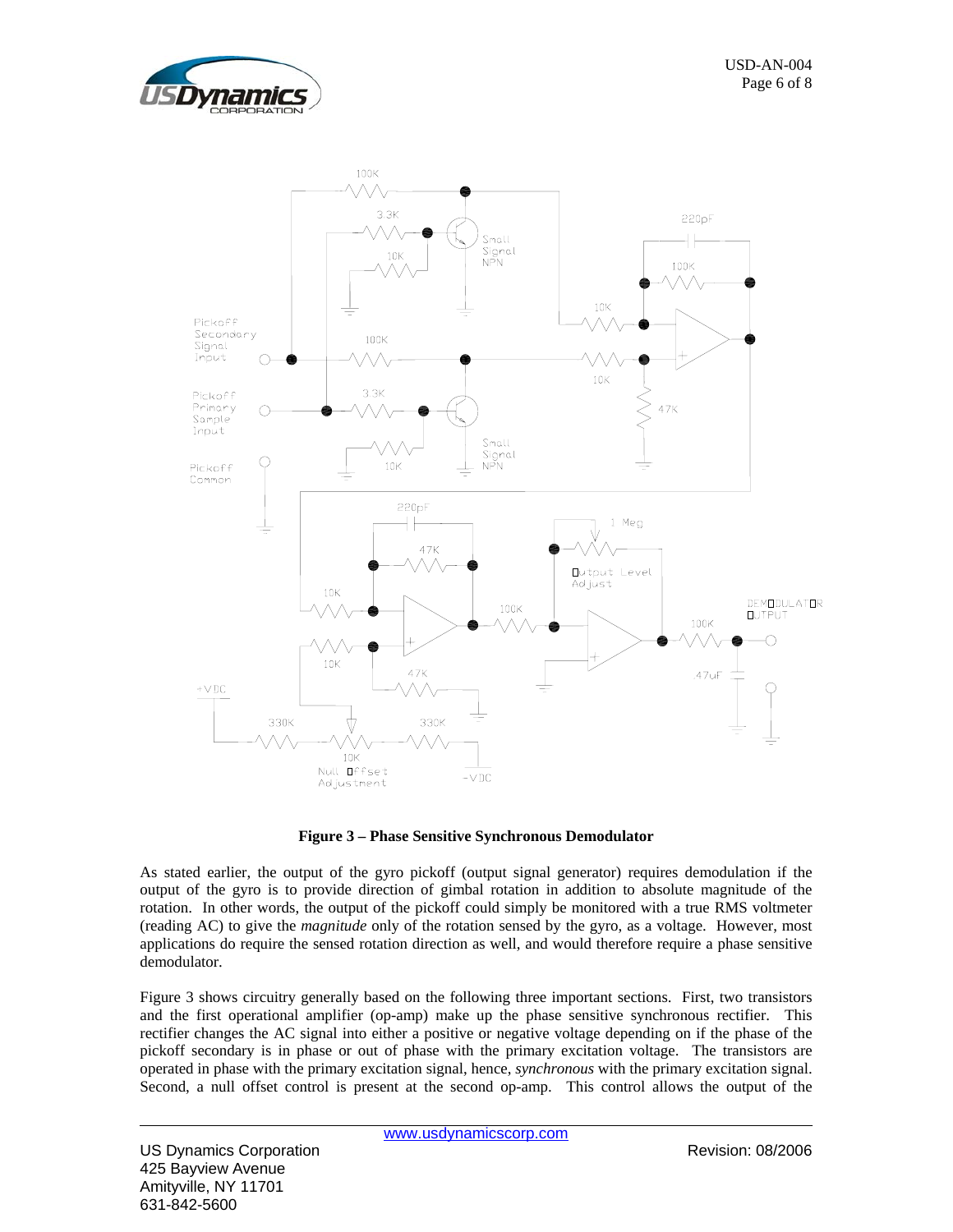**Figure 3 – Phase Sensitive Synchronous Demodulator**

As stated earlier, the output of the gyro pickoff (output signal generator) requires demodulation if the output of the gyro is to provide direction of gimbal rotation in addition to absolute magnitude of the rotation. In other words, the output of the pickoff could simply be monitored with a true RMS voltmeter (reading AC) to give the *magnitude* only of the rotation sensed by the gyro, as a voltage. However, most applications do require the sensed rotation direction as well, and would therefore require a phase sensitive demodulator.

Figure 3 shows circuitry generally based on the following three important sections. First, two transistors and the first operational amplifier (op-amp) make up the phase sensitive synchronous rectifier. This rectifier changes the AC signal into either a positive or negative voltage depending on if the phase of the pickoff secondary is in phase or out of phase with the primary excitation voltage. The transistors are operated in phase with the primary excitation signal, hence, *synchronous* with the primary excitation signal. Second, a null offset control is present at the second op-amp. This control allows the output of the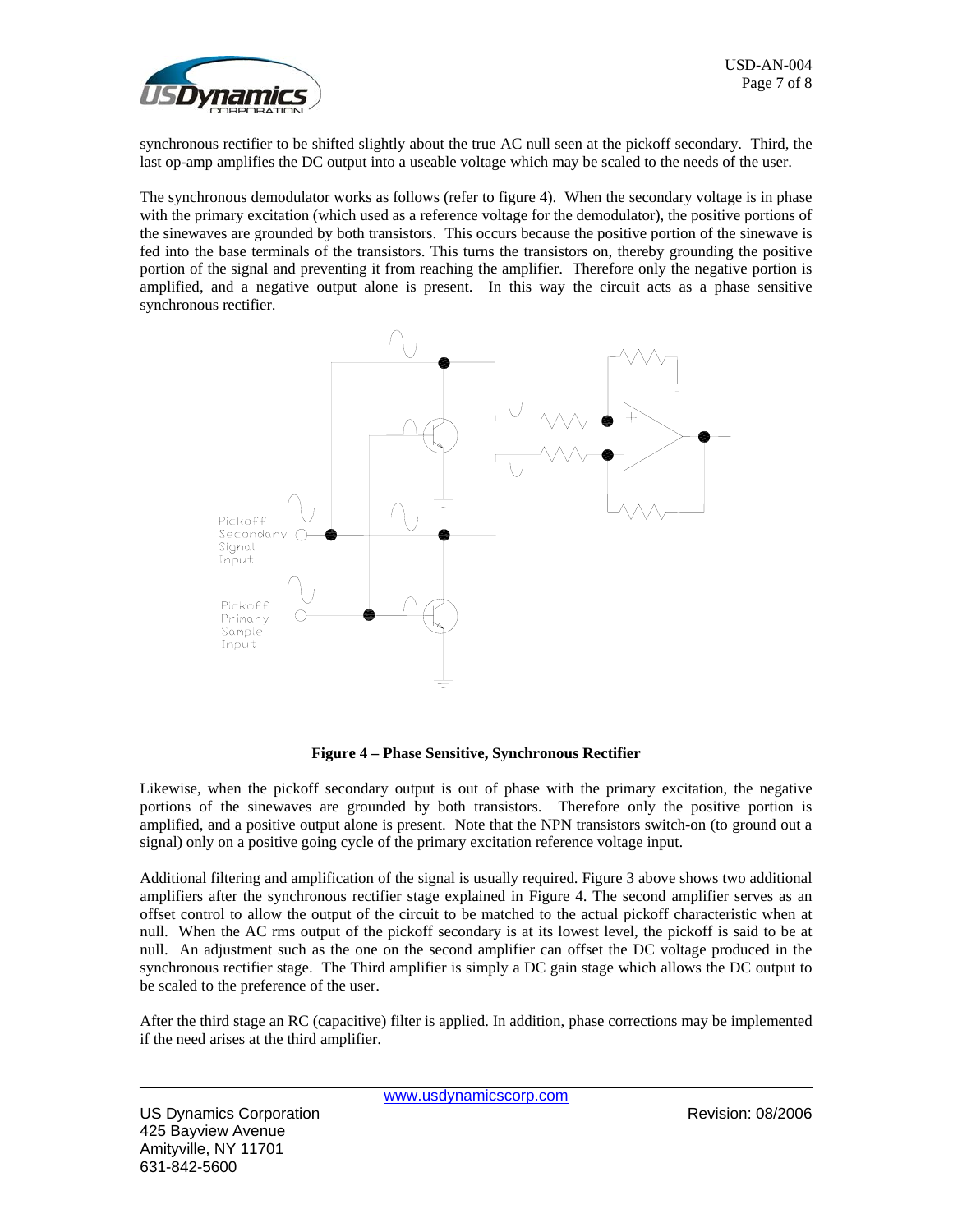synchronous rectifier to be shifted slightly about the true AC null seen at the pickoff secondary. Third, the last op-amp amplifies the DC output into a useable voltage which may be scaled to the needs of the user.

The synchronous demodulator works as follows (refer to figure 4). When the secondary voltage is in phase with the primary excitation (which used as a reference voltage for the demodulator), the positive portions of the sinewaves are grounded by both transistors. This occurs because the positive portion of the sinewave is fed into the base terminals of the transistors. This turns the transistors on, thereby grounding the positive portion of the signal and preventing it from reaching the amplifier. Therefore only the negative portion is amplified, and a negative output alone is present. In this way the circuit acts as a phase sensitive synchronous rectifier.

**Figure 4 – Phase Sensitive, Synchronous Rectifier**

Likewise, when the pickoff secondary output is out of phase with the primary excitation, the negative portions of the sinewaves are grounded by both transistors. Therefore only the positive portion is amplified, and a positive output alone is present. Note that the NPN transistors switch-on (to ground out a signal) only on a positive going cycle of the primary excitation reference voltage input.

Additional filtering and amplification of the signal is usually required. Figure 3 above shows two additional amplifiers after the synchronous rectifier stage explained in Figure 4. The second amplifier serves as an offset control to allow the output of the circuit to be matched to the actual pickoff characteristic when at null. When the AC rms output of the pickoff secondary is at its lowest level, the pickoff is said to be at null. An adjustment such as the one on the second amplifier can offset the DC voltage produced in the synchronous rectifier stage. The Third amplifier is simply a DC gain stage which allows the DC output to be scaled to the preference of the user.

After the third stage an RC (capacitive) filter is applied. In addition, phase corrections may be implemented if the need arises at the third amplifier.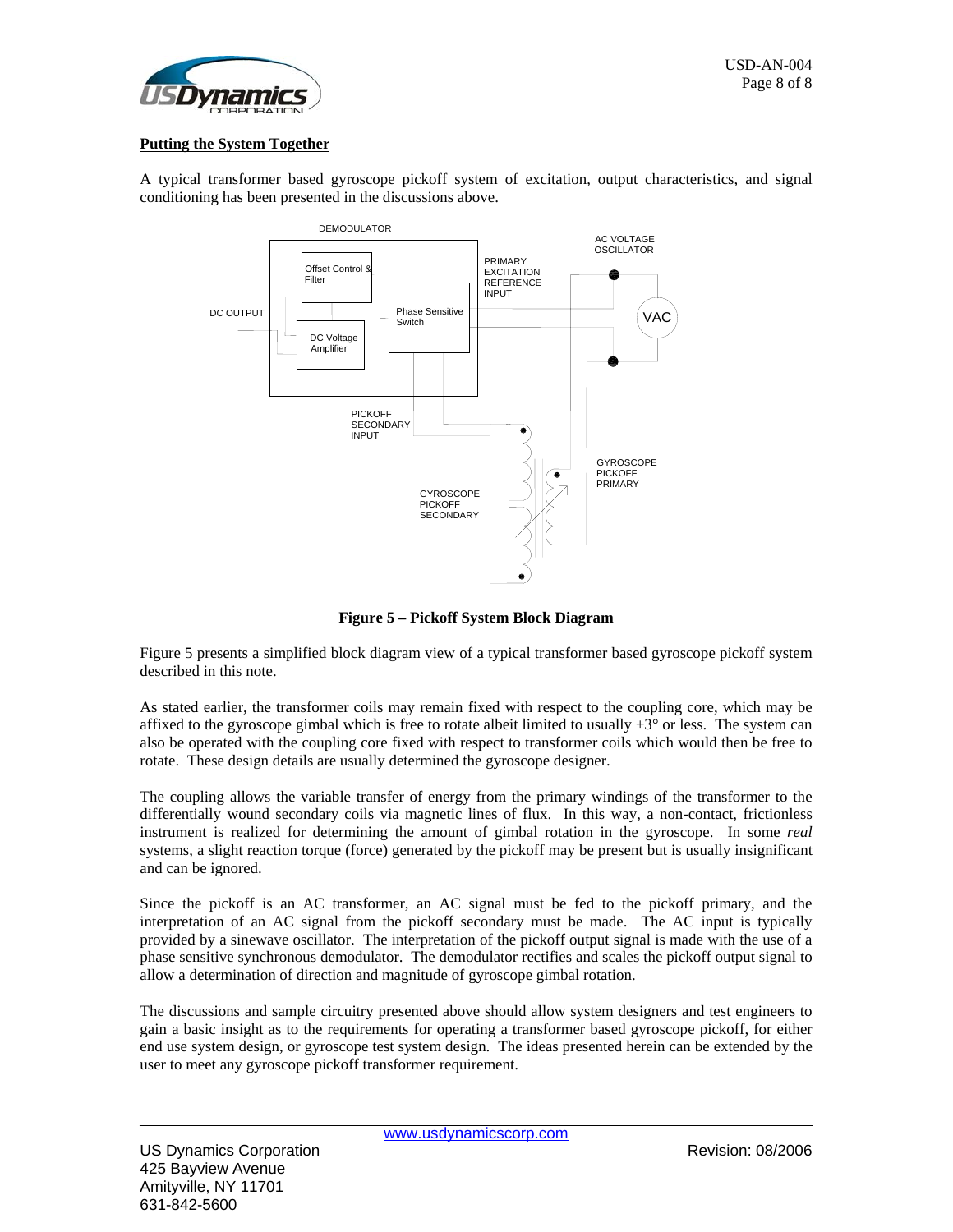## Putting the System Together

A typical transformer based gyroscope pickoff system of excitation, output characteristics, and signal conditioning has been presented in the discussions above.

DEMODULATOR

Offset Control & Filter

Phase Sensitive Switch

DC Voltage Amplifier

DC OUTPUT

PRIMARY EXCITATION REFERENCE INPUT

AC VOLTAGE OSCILLATOR

VAC

PICKOFF SECONDARY INPUT

GYROSCOPE PICKOFF PRIMARY

GYROSCOPE PICKOFF SECONDARY

**Figure 5 – Pickoff System Block Diagram**

Figure 5 presents a simplified block diagram view of a typical transformer based gyroscope pickoff system described in this note.

As stated earlier, the transformer coils may remain fixed with respect to the coupling core, which may be affixed to the gyroscope gimbal which is free to rotate albeit limited to usually ±3° or less. The system can also be operated with the coupling core fixed with respect to transformer coils which would then be free to rotate. These design details are usually determined the gyroscope designer.

The coupling allows the variable transfer of energy from the primary windings of the transformer to the differentially wound secondary coils via magnetic lines of flux. In this way, a non-contact, frictionless instrument is realized for determining the amount of gimbal rotation in the gyroscope. In some *real* systems, a slight reaction torque (force) generated by the pickoff may be present but is usually insignificant and can be ignored.

Since the pickoff is an AC transformer, an AC signal must be fed to the pickoff primary, and the interpretation of an AC signal from the pickoff secondary must be made. The AC input is typically provided by a sinewave oscillator. The interpretation of the pickoff output signal is made with the use of a phase sensitive synchronous demodulator. The demodulator rectifies and scales the pickoff output signal to allow a determination of direction and magnitude of gyroscope gimbal rotation.

The discussions and sample circuitry presented above should allow system designers and test engineers to gain a basic insight as to the requirements for operating a transformer based gyroscope pickoff, for either end use system design, or gyroscope test system design. The ideas presented herein can be extended by the user to meet any gyroscope pickoff transformer requirement.